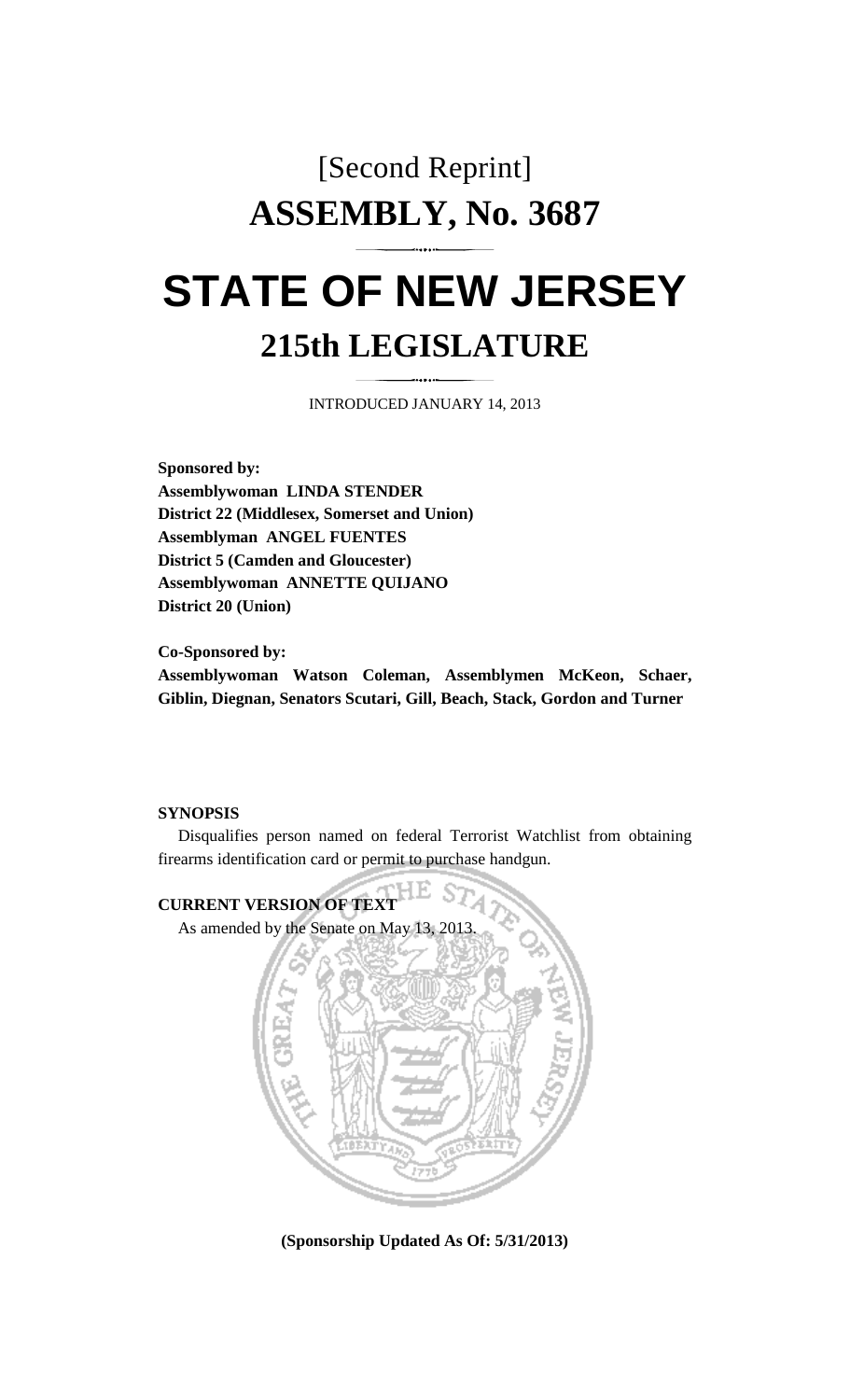# [Second Reprint]

# ASSEMBLY, No. 3687

# STATE OF NEW JERSEY

## 215th LEGISLATURE

INTRODUCED JANUARY 14, 2013

**Sponsored by:**
**Assemblywoman LINDA STENDER**
**District 22 (Middlesex, Somerset and Union)**
**Assemblyman ANGEL FUENTES**
**District 5 (Camden and Gloucester)**
**Assemblywoman ANNETTE QUIJANO**
**District 20 (Union)**

**Co-Sponsored by:**
**Assemblywoman Watson Coleman, Assemblymen McKeon, Schaer, Giblin, Diegnan, Senators Scutari, Gill, Beach, Stack, Gordon and Turner**

**SYNOPSIS**

Disqualifies person named on federal Terrorist Watchlist from obtaining firearms identification card or permit to purchase handgun.

**CURRENT VERSION OF TEXT**

As amended by the Senate on May 13, 2013.

**(Sponsorship Updated As Of: 5/31/2013)**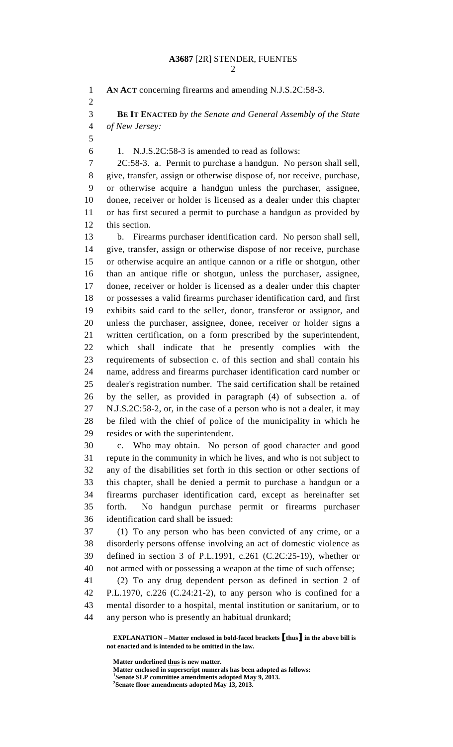**AN ACT** concerning firearms and amending N.J.S.2C:58-3.

**BE IT ENACTED** *by the Senate and General Assembly of the State of New Jersey:*

1. N.J.S.2C:58-3 is amended to read as follows:

2C:58-3. a. Permit to purchase a handgun. No person shall sell, give, transfer, assign or otherwise dispose of, nor receive, purchase, or otherwise acquire a handgun unless the purchaser, assignee, donee, receiver or holder is licensed as a dealer under this chapter or has first secured a permit to purchase a handgun as provided by this section.

b. Firearms purchaser identification card. No person shall sell, give, transfer, assign or otherwise dispose of nor receive, purchase or otherwise acquire an antique cannon or a rifle or shotgun, other than an antique rifle or shotgun, unless the purchaser, assignee, donee, receiver or holder is licensed as a dealer under this chapter or possesses a valid firearms purchaser identification card, and first exhibits said card to the seller, donor, transferor or assignor, and unless the purchaser, assignee, donee, receiver or holder signs a written certification, on a form prescribed by the superintendent, which shall indicate that he presently complies with the requirements of subsection c. of this section and shall contain his name, address and firearms purchaser identification card number or dealer's registration number. The said certification shall be retained by the seller, as provided in paragraph (4) of subsection a. of N.J.S.2C:58-2, or, in the case of a person who is not a dealer, it may be filed with the chief of police of the municipality in which he resides or with the superintendent.

c. Who may obtain. No person of good character and good repute in the community in which he lives, and who is not subject to any of the disabilities set forth in this section or other sections of this chapter, shall be denied a permit to purchase a handgun or a firearms purchaser identification card, except as hereinafter set forth. No handgun purchase permit or firearms purchaser identification card shall be issued:

(1) To any person who has been convicted of any crime, or a disorderly persons offense involving an act of domestic violence as defined in section 3 of P.L.1991, c.261 (C.2C:25-19), whether or not armed with or possessing a weapon at the time of such offense;

(2) To any drug dependent person as defined in section 2 of P.L.1970, c.226 (C.24:21-2), to any person who is confined for a mental disorder to a hospital, mental institution or sanitarium, or to any person who is presently an habitual drunkard;

**EXPLANATION – Matter enclosed in bold-faced brackets [thus] in the above bill is not enacted and is intended to be omitted in the law.**

**Matter underlined thus is new matter.**
**Matter enclosed in superscript numerals has been adopted as follows:**
**[1]Senate SLP committee amendments adopted May 9, 2013.**
**[2]Senate floor amendments adopted May 13, 2013.**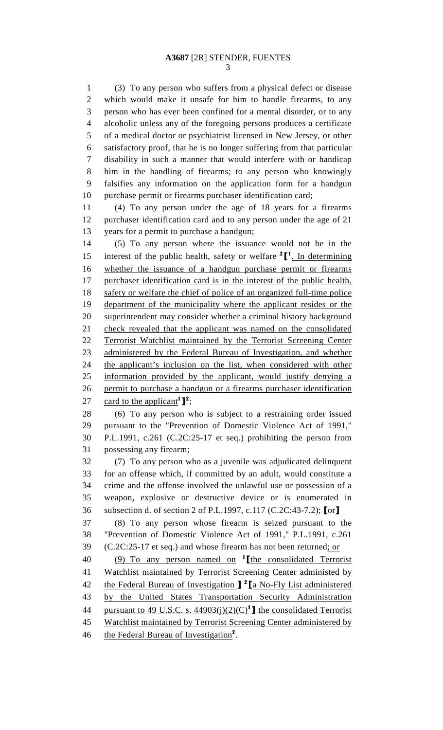(3) To any person who suffers from a physical defect or disease which would make it unsafe for him to handle firearms, to any person who has ever been confined for a mental disorder, or to any alcoholic unless any of the foregoing persons produces a certificate of a medical doctor or psychiatrist licensed in New Jersey, or other satisfactory proof, that he is no longer suffering from that particular disability in such a manner that would interfere with or handicap him in the handling of firearms; to any person who knowingly falsifies any information on the application form for a handgun purchase permit or firearms purchaser identification card;

(4) To any person under the age of 18 years for a firearms purchaser identification card and to any person under the age of 21 years for a permit to purchase a handgun;

(5) To any person where the issuance would not be in the interest of the public health, safety or welfare [2]⟦[1]. In determining whether the issuance of a handgun purchase permit or firearms purchaser identification card is in the interest of the public health, safety or welfare the chief of police of an organized full-time police department of the municipality where the applicant resides or the superintendent may consider whether a criminal history background check revealed that the applicant was named on the consolidated Terrorist Watchlist maintained by the Terrorist Screening Center administered by the Federal Bureau of Investigation, and whether the applicant's inclusion on the list, when considered with other information provided by the applicant, would justify denying a permit to purchase a handgun or a firearms purchaser identification card to the applicant[1]⟧[2];

(6) To any person who is subject to a restraining order issued pursuant to the "Prevention of Domestic Violence Act of 1991," P.L.1991, c.261 (C.2C:25-17 et seq.) prohibiting the person from possessing any firearm;

(7) To any person who as a juvenile was adjudicated delinquent for an offense which, if committed by an adult, would constitute a crime and the offense involved the unlawful use or possession of a weapon, explosive or destructive device or is enumerated in subsection d. of section 2 of P.L.1997, c.117 (C.2C:43-7.2); ⟦or⟧

(8) To any person whose firearm is seized pursuant to the "Prevention of Domestic Violence Act of 1991," P.L.1991, c.261 (C.2C:25-17 et seq.) and whose firearm has not been returned; or

(9) To any person named on [1]⟦the consolidated Terrorist Watchlist maintained by Terrorist Screening Center administed by the Federal Bureau of Investigation ⟧ [2]⟦a No-Fly List administered by the United States Transportation Security Administration pursuant to 49 U.S.C. s. 44903(j)(2)(C)[1]⟧ the consolidated Terrorist Watchlist maintained by Terrorist Screening Center administered by the Federal Bureau of Investigation[2].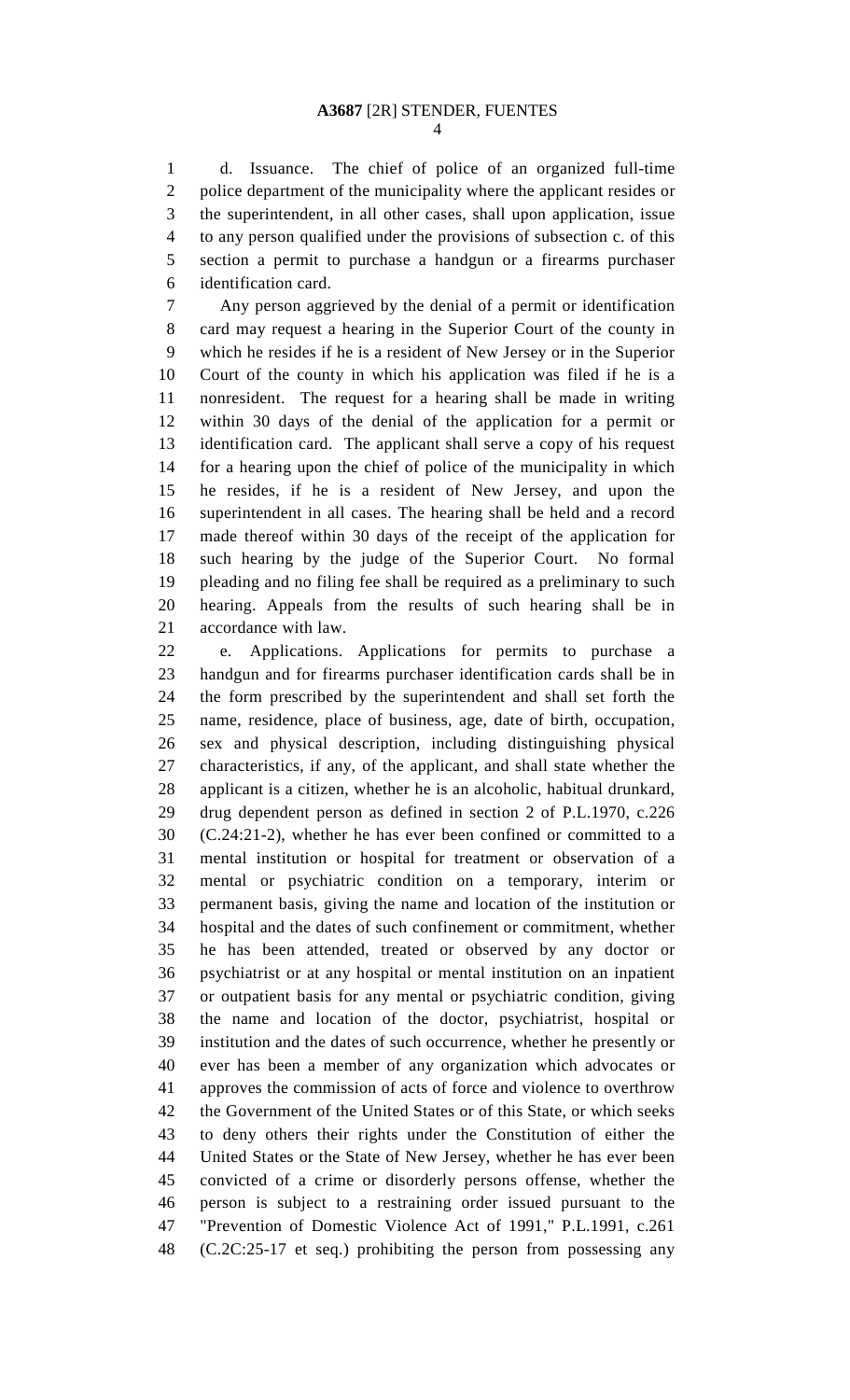d. Issuance. The chief of police of an organized full-time police department of the municipality where the applicant resides or the superintendent, in all other cases, shall upon application, issue to any person qualified under the provisions of subsection c. of this section a permit to purchase a handgun or a firearms purchaser identification card.

Any person aggrieved by the denial of a permit or identification card may request a hearing in the Superior Court of the county in which he resides if he is a resident of New Jersey or in the Superior Court of the county in which his application was filed if he is a nonresident. The request for a hearing shall be made in writing within 30 days of the denial of the application for a permit or identification card. The applicant shall serve a copy of his request for a hearing upon the chief of police of the municipality in which he resides, if he is a resident of New Jersey, and upon the superintendent in all cases. The hearing shall be held and a record made thereof within 30 days of the receipt of the application for such hearing by the judge of the Superior Court. No formal pleading and no filing fee shall be required as a preliminary to such hearing. Appeals from the results of such hearing shall be in accordance with law.

e. Applications. Applications for permits to purchase a handgun and for firearms purchaser identification cards shall be in the form prescribed by the superintendent and shall set forth the name, residence, place of business, age, date of birth, occupation, sex and physical description, including distinguishing physical characteristics, if any, of the applicant, and shall state whether the applicant is a citizen, whether he is an alcoholic, habitual drunkard, drug dependent person as defined in section 2 of P.L.1970, c.226 (C.24:21-2), whether he has ever been confined or committed to a mental institution or hospital for treatment or observation of a mental or psychiatric condition on a temporary, interim or permanent basis, giving the name and location of the institution or hospital and the dates of such confinement or commitment, whether he has been attended, treated or observed by any doctor or psychiatrist or at any hospital or mental institution on an inpatient or outpatient basis for any mental or psychiatric condition, giving the name and location of the doctor, psychiatrist, hospital or institution and the dates of such occurrence, whether he presently or ever has been a member of any organization which advocates or approves the commission of acts of force and violence to overthrow the Government of the United States or of this State, or which seeks to deny others their rights under the Constitution of either the United States or the State of New Jersey, whether he has ever been convicted of a crime or disorderly persons offense, whether the person is subject to a restraining order issued pursuant to the "Prevention of Domestic Violence Act of 1991," P.L.1991, c.261 (C.2C:25-17 et seq.) prohibiting the person from possessing any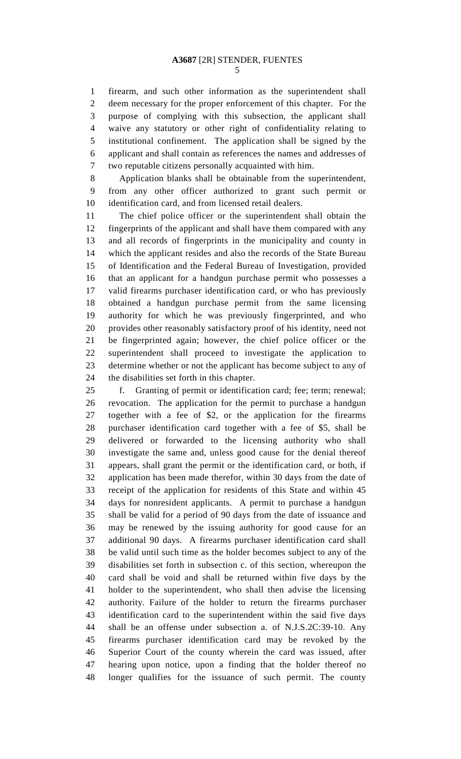firearm, and such other information as the superintendent shall deem necessary for the proper enforcement of this chapter. For the purpose of complying with this subsection, the applicant shall waive any statutory or other right of confidentiality relating to institutional confinement. The application shall be signed by the applicant and shall contain as references the names and addresses of two reputable citizens personally acquainted with him.

Application blanks shall be obtainable from the superintendent, from any other officer authorized to grant such permit or identification card, and from licensed retail dealers.

The chief police officer or the superintendent shall obtain the fingerprints of the applicant and shall have them compared with any and all records of fingerprints in the municipality and county in which the applicant resides and also the records of the State Bureau of Identification and the Federal Bureau of Investigation, provided that an applicant for a handgun purchase permit who possesses a valid firearms purchaser identification card, or who has previously obtained a handgun purchase permit from the same licensing authority for which he was previously fingerprinted, and who provides other reasonably satisfactory proof of his identity, need not be fingerprinted again; however, the chief police officer or the superintendent shall proceed to investigate the application to determine whether or not the applicant has become subject to any of the disabilities set forth in this chapter.

f. Granting of permit or identification card; fee; term; renewal; revocation. The application for the permit to purchase a handgun together with a fee of $2, or the application for the firearms purchaser identification card together with a fee of $5, shall be delivered or forwarded to the licensing authority who shall investigate the same and, unless good cause for the denial thereof appears, shall grant the permit or the identification card, or both, if application has been made therefor, within 30 days from the date of receipt of the application for residents of this State and within 45 days for nonresident applicants. A permit to purchase a handgun shall be valid for a period of 90 days from the date of issuance and may be renewed by the issuing authority for good cause for an additional 90 days. A firearms purchaser identification card shall be valid until such time as the holder becomes subject to any of the disabilities set forth in subsection c. of this section, whereupon the card shall be void and shall be returned within five days by the holder to the superintendent, who shall then advise the licensing authority. Failure of the holder to return the firearms purchaser identification card to the superintendent within the said five days shall be an offense under subsection a. of N.J.S.2C:39-10. Any firearms purchaser identification card may be revoked by the Superior Court of the county wherein the card was issued, after hearing upon notice, upon a finding that the holder thereof no longer qualifies for the issuance of such permit. The county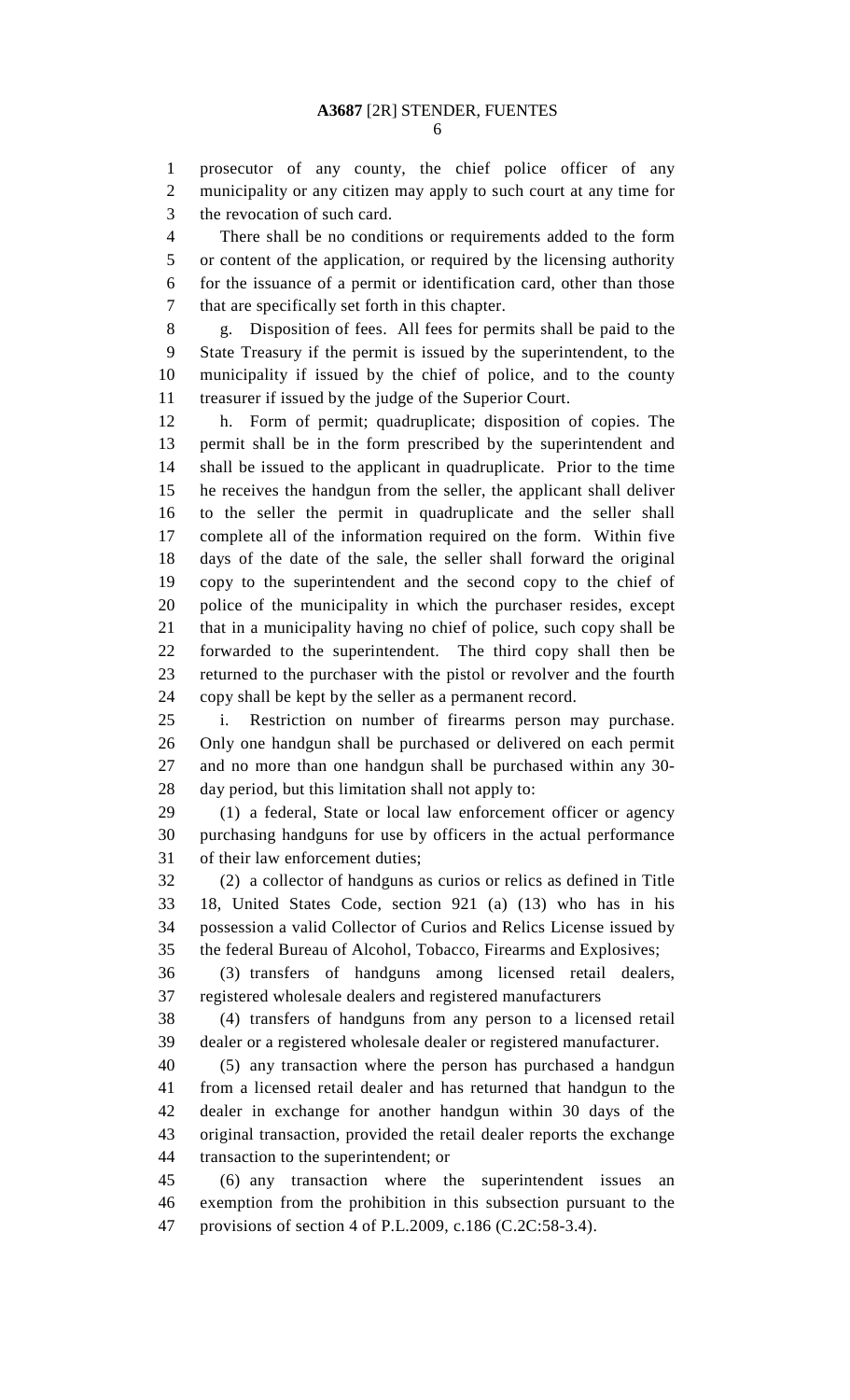prosecutor of any county, the chief police officer of any municipality or any citizen may apply to such court at any time for the revocation of such card.

There shall be no conditions or requirements added to the form or content of the application, or required by the licensing authority for the issuance of a permit or identification card, other than those that are specifically set forth in this chapter.

g. Disposition of fees. All fees for permits shall be paid to the State Treasury if the permit is issued by the superintendent, to the municipality if issued by the chief of police, and to the county treasurer if issued by the judge of the Superior Court.

h. Form of permit; quadruplicate; disposition of copies. The permit shall be in the form prescribed by the superintendent and shall be issued to the applicant in quadruplicate. Prior to the time he receives the handgun from the seller, the applicant shall deliver to the seller the permit in quadruplicate and the seller shall complete all of the information required on the form. Within five days of the date of the sale, the seller shall forward the original copy to the superintendent and the second copy to the chief of police of the municipality in which the purchaser resides, except that in a municipality having no chief of police, such copy shall be forwarded to the superintendent. The third copy shall then be returned to the purchaser with the pistol or revolver and the fourth copy shall be kept by the seller as a permanent record.

i. Restriction on number of firearms person may purchase. Only one handgun shall be purchased or delivered on each permit and no more than one handgun shall be purchased within any 30-day period, but this limitation shall not apply to:

(1) a federal, State or local law enforcement officer or agency purchasing handguns for use by officers in the actual performance of their law enforcement duties;

(2) a collector of handguns as curios or relics as defined in Title 18, United States Code, section 921 (a) (13) who has in his possession a valid Collector of Curios and Relics License issued by the federal Bureau of Alcohol, Tobacco, Firearms and Explosives;

(3) transfers of handguns among licensed retail dealers, registered wholesale dealers and registered manufacturers

(4) transfers of handguns from any person to a licensed retail dealer or a registered wholesale dealer or registered manufacturer.

(5) any transaction where the person has purchased a handgun from a licensed retail dealer and has returned that handgun to the dealer in exchange for another handgun within 30 days of the original transaction, provided the retail dealer reports the exchange transaction to the superintendent; or

(6) any transaction where the superintendent issues an exemption from the prohibition in this subsection pursuant to the provisions of section 4 of P.L.2009, c.186 (C.2C:58-3.4).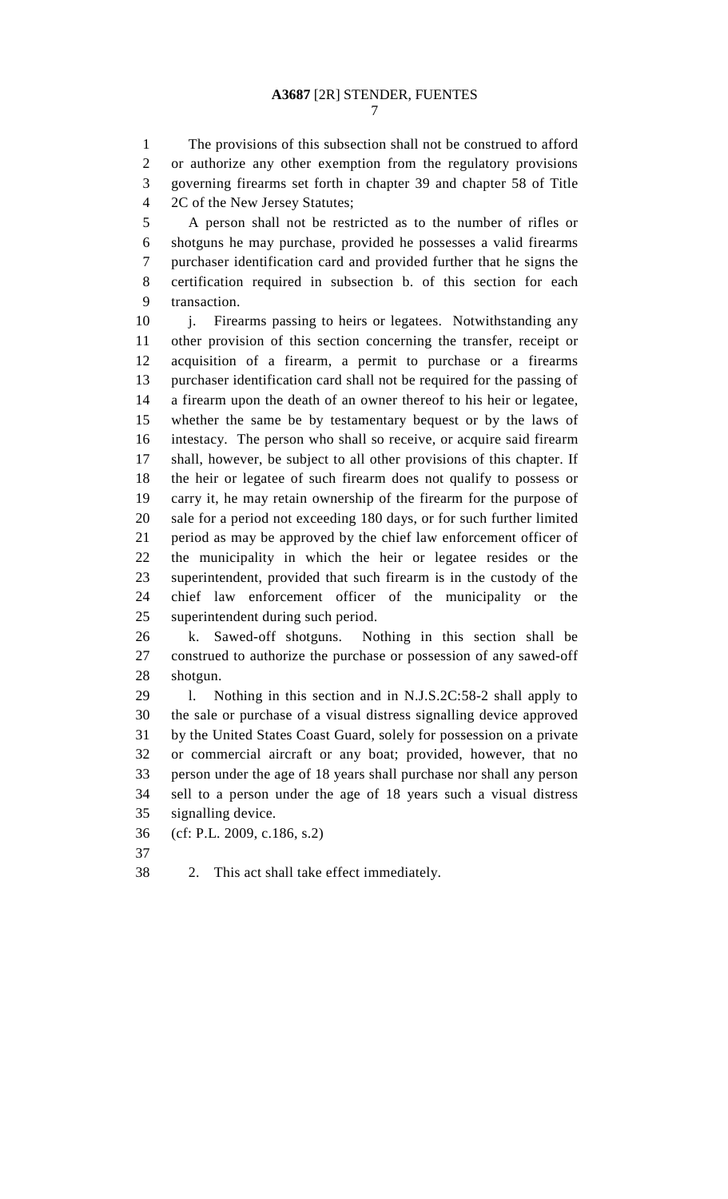The provisions of this subsection shall not be construed to afford or authorize any other exemption from the regulatory provisions governing firearms set forth in chapter 39 and chapter 58 of Title 2C of the New Jersey Statutes;

A person shall not be restricted as to the number of rifles or shotguns he may purchase, provided he possesses a valid firearms purchaser identification card and provided further that he signs the certification required in subsection b. of this section for each transaction.

j. Firearms passing to heirs or legatees. Notwithstanding any other provision of this section concerning the transfer, receipt or acquisition of a firearm, a permit to purchase or a firearms purchaser identification card shall not be required for the passing of a firearm upon the death of an owner thereof to his heir or legatee, whether the same be by testamentary bequest or by the laws of intestacy. The person who shall so receive, or acquire said firearm shall, however, be subject to all other provisions of this chapter. If the heir or legatee of such firearm does not qualify to possess or carry it, he may retain ownership of the firearm for the purpose of sale for a period not exceeding 180 days, or for such further limited period as may be approved by the chief law enforcement officer of the municipality in which the heir or legatee resides or the superintendent, provided that such firearm is in the custody of the chief law enforcement officer of the municipality or the superintendent during such period.

k. Sawed-off shotguns. Nothing in this section shall be construed to authorize the purchase or possession of any sawed-off shotgun.

l. Nothing in this section and in N.J.S.2C:58-2 shall apply to the sale or purchase of a visual distress signalling device approved by the United States Coast Guard, solely for possession on a private or commercial aircraft or any boat; provided, however, that no person under the age of 18 years shall purchase nor shall any person sell to a person under the age of 18 years such a visual distress signalling device.

(cf: P.L. 2009, c.186, s.2)

2. This act shall take effect immediately.